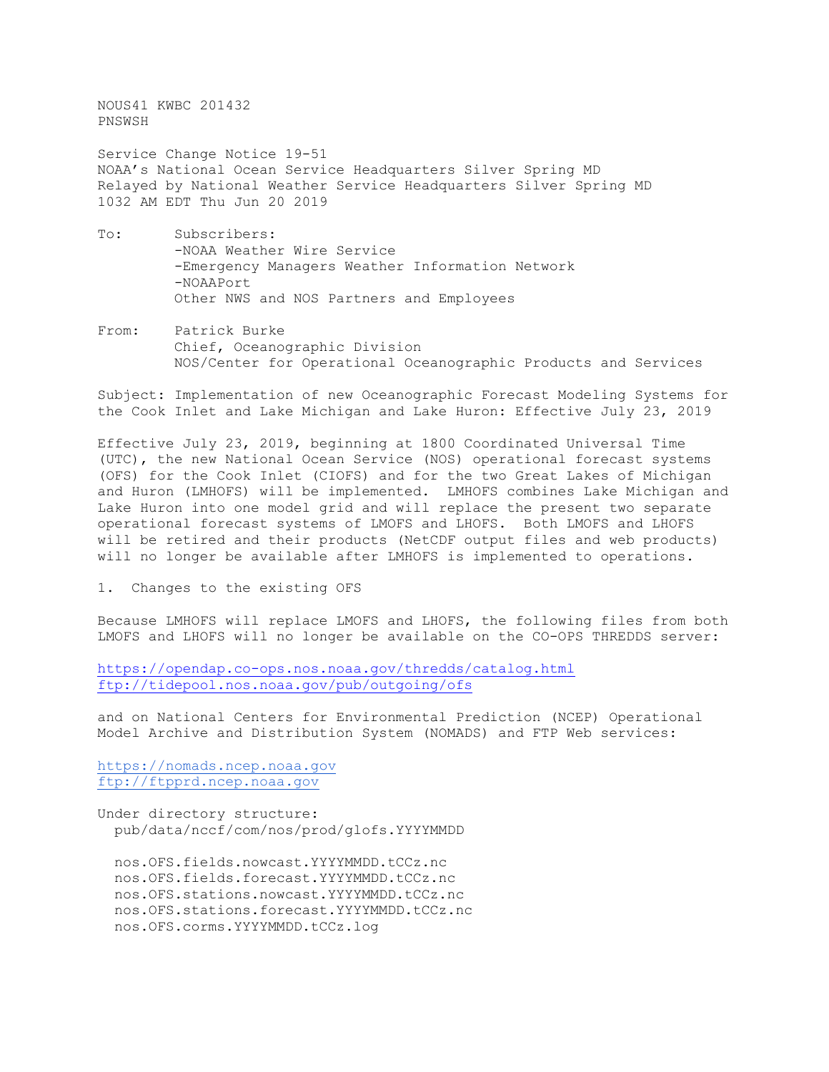NOUS41 KWBC 201432
PNSWSH

Service Change Notice 19-51
NOAA's National Ocean Service Headquarters Silver Spring MD
Relayed by National Weather Service Headquarters Silver Spring MD
1032 AM EDT Thu Jun 20 2019

To: Subscribers:
-NOAA Weather Wire Service
-Emergency Managers Weather Information Network
-NOAAPort
Other NWS and NOS Partners and Employees

From: Patrick Burke
Chief, Oceanographic Division
NOS/Center for Operational Oceanographic Products and Services

Subject: Implementation of new Oceanographic Forecast Modeling Systems for the Cook Inlet and Lake Michigan and Lake Huron: Effective July 23, 2019

Effective July 23, 2019, beginning at 1800 Coordinated Universal Time (UTC), the new National Ocean Service (NOS) operational forecast systems (OFS) for the Cook Inlet (CIOFS) and for the two Great Lakes of Michigan and Huron (LMHOFS) will be implemented. LMHOFS combines Lake Michigan and Lake Huron into one model grid and will replace the present two separate operational forecast systems of LMOFS and LHOFS. Both LMOFS and LHOFS will be retired and their products (NetCDF output files and web products) will no longer be available after LMHOFS is implemented to operations.

1. Changes to the existing OFS

Because LMHOFS will replace LMOFS and LHOFS, the following files from both LMOFS and LHOFS will no longer be available on the CO-OPS THREDDS server:

https://opendap.co-ops.nos.noaa.gov/thredds/catalog.html
ftp://tidepool.nos.noaa.gov/pub/outgoing/ofs

and on National Centers for Environmental Prediction (NCEP) Operational Model Archive and Distribution System (NOMADS) and FTP Web services:

https://nomads.ncep.noaa.gov
ftp://ftpprd.ncep.noaa.gov

Under directory structure:
pub/data/nccf/com/nos/prod/glofs.YYYYMMDD

```
nos.OFS.fields.nowcast.YYYYMMDD.tCCz.nc
nos.OFS.fields.forecast.YYYYMMDD.tCCz.nc
nos.OFS.stations.nowcast.YYYYMMDD.tCCz.nc
nos.OFS.stations.forecast.YYYYMMDD.tCCz.nc
nos.OFS.corms.YYYYMMDD.tCCz.log
```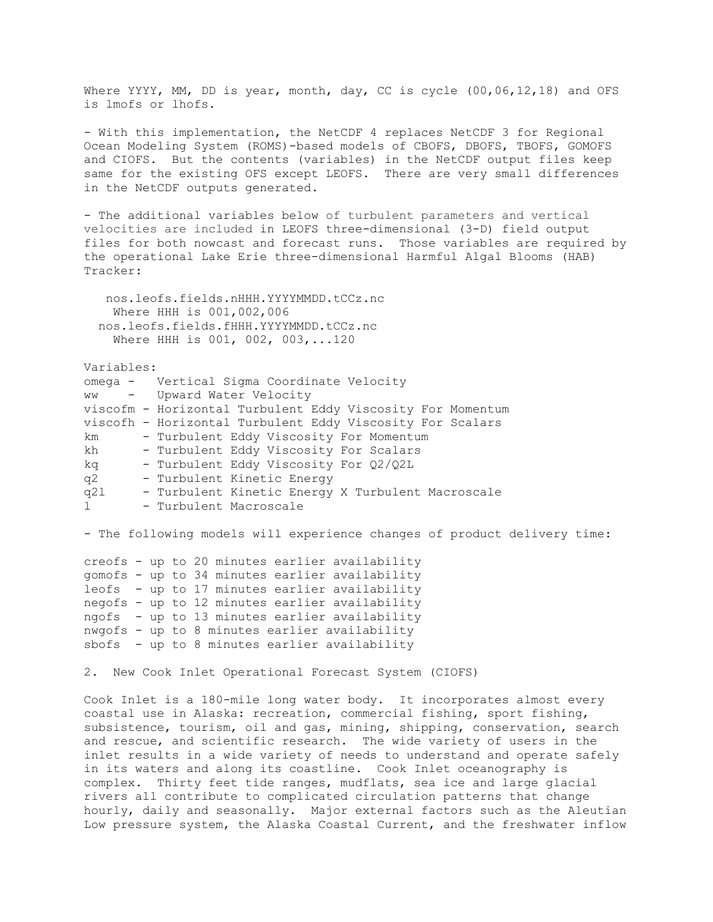Where YYYY, MM, DD is year, month, day, CC is cycle (00,06,12,18) and OFS is lmofs or lhofs.

- With this implementation, the NetCDF 4 replaces NetCDF 3 for Regional Ocean Modeling System (ROMS)-based models of CBOFS, DBOFS, TBOFS, GOMOFS and CIOFS. But the contents (variables) in the NetCDF output files keep same for the existing OFS except LEOFS. There are very small differences in the NetCDF outputs generated.

- The additional variables below of turbulent parameters and vertical velocities are included in LEOFS three-dimensional (3-D) field output files for both nowcast and forecast runs. Those variables are required by the operational Lake Erie three-dimensional Harmful Algal Blooms (HAB) Tracker:

```
   nos.leofs.fields.nHHH.YYYYMMDD.tCCz.nc
    Where HHH is 001,002,006
  nos.leofs.fields.fHHH.YYYYMMDD.tCCz.nc
    Where HHH is 001, 002, 003,...120
```

Variables:

```
omega -   Vertical Sigma Coordinate Velocity
ww    -   Upward Water Velocity
viscofm - Horizontal Turbulent Eddy Viscosity For Momentum
viscofh - Horizontal Turbulent Eddy Viscosity For Scalars
km      - Turbulent Eddy Viscosity For Momentum
kh      - Turbulent Eddy Viscosity For Scalars
kq      - Turbulent Eddy Viscosity For Q2/Q2L
q2      - Turbulent Kinetic Energy
q2l     - Turbulent Kinetic Energy X Turbulent Macroscale
l       - Turbulent Macroscale
```

- The following models will experience changes of product delivery time:

```
creofs - up to 20 minutes earlier availability
gomofs - up to 34 minutes earlier availability
leofs  - up to 17 minutes earlier availability
negofs - up to 12 minutes earlier availability
ngofs  - up to 13 minutes earlier availability
nwgofs - up to 8 minutes earlier availability
sbofs  - up to 8 minutes earlier availability
```

2. New Cook Inlet Operational Forecast System (CIOFS)

Cook Inlet is a 180-mile long water body. It incorporates almost every coastal use in Alaska: recreation, commercial fishing, sport fishing, subsistence, tourism, oil and gas, mining, shipping, conservation, search and rescue, and scientific research. The wide variety of users in the inlet results in a wide variety of needs to understand and operate safely in its waters and along its coastline. Cook Inlet oceanography is complex. Thirty feet tide ranges, mudflats, sea ice and large glacial rivers all contribute to complicated circulation patterns that change hourly, daily and seasonally. Major external factors such as the Aleutian Low pressure system, the Alaska Coastal Current, and the freshwater inflow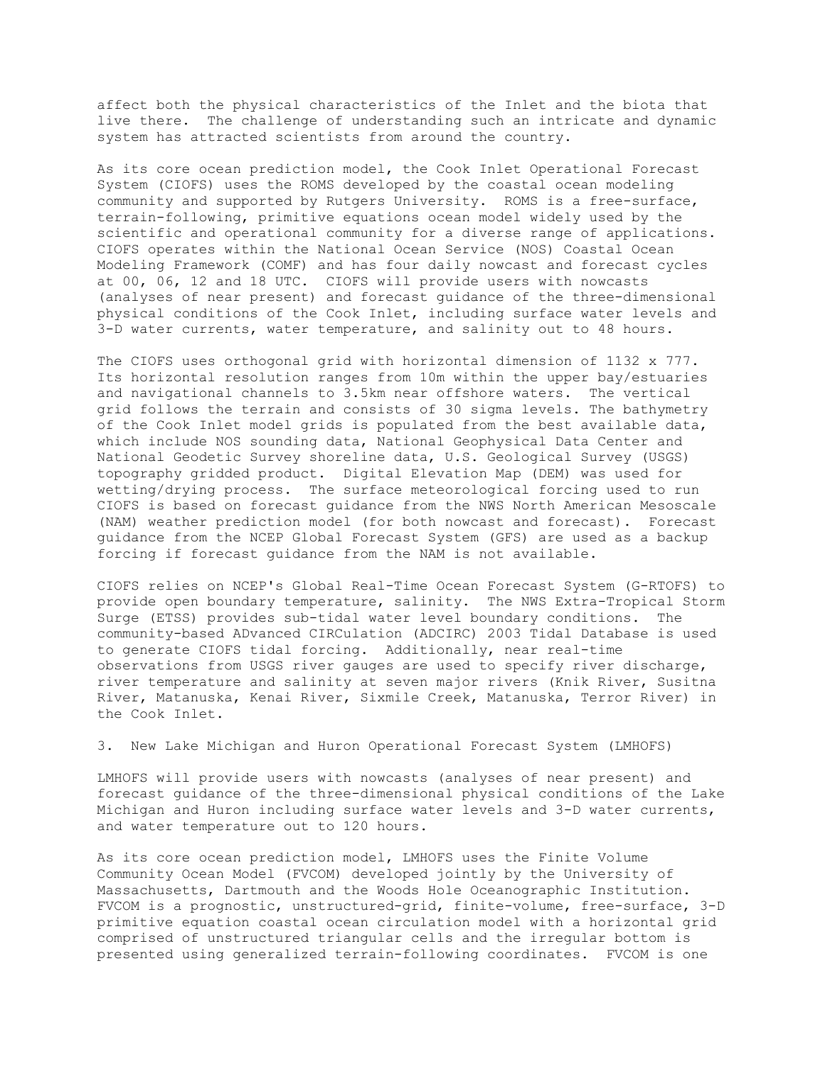affect both the physical characteristics of the Inlet and the biota that live there. The challenge of understanding such an intricate and dynamic system has attracted scientists from around the country.

As its core ocean prediction model, the Cook Inlet Operational Forecast System (CIOFS) uses the ROMS developed by the coastal ocean modeling community and supported by Rutgers University. ROMS is a free-surface, terrain-following, primitive equations ocean model widely used by the scientific and operational community for a diverse range of applications. CIOFS operates within the National Ocean Service (NOS) Coastal Ocean Modeling Framework (COMF) and has four daily nowcast and forecast cycles at 00, 06, 12 and 18 UTC. CIOFS will provide users with nowcasts (analyses of near present) and forecast guidance of the three-dimensional physical conditions of the Cook Inlet, including surface water levels and 3-D water currents, water temperature, and salinity out to 48 hours.

The CIOFS uses orthogonal grid with horizontal dimension of 1132 x 777. Its horizontal resolution ranges from 10m within the upper bay/estuaries and navigational channels to 3.5km near offshore waters. The vertical grid follows the terrain and consists of 30 sigma levels. The bathymetry of the Cook Inlet model grids is populated from the best available data, which include NOS sounding data, National Geophysical Data Center and National Geodetic Survey shoreline data, U.S. Geological Survey (USGS) topography gridded product. Digital Elevation Map (DEM) was used for wetting/drying process. The surface meteorological forcing used to run CIOFS is based on forecast guidance from the NWS North American Mesoscale (NAM) weather prediction model (for both nowcast and forecast). Forecast guidance from the NCEP Global Forecast System (GFS) are used as a backup forcing if forecast guidance from the NAM is not available.

CIOFS relies on NCEP's Global Real-Time Ocean Forecast System (G-RTOFS) to provide open boundary temperature, salinity. The NWS Extra-Tropical Storm Surge (ETSS) provides sub-tidal water level boundary conditions. The community-based ADvanced CIRCulation (ADCIRC) 2003 Tidal Database is used to generate CIOFS tidal forcing. Additionally, near real-time observations from USGS river gauges are used to specify river discharge, river temperature and salinity at seven major rivers (Knik River, Susitna River, Matanuska, Kenai River, Sixmile Creek, Matanuska, Terror River) in the Cook Inlet.

3. New Lake Michigan and Huron Operational Forecast System (LMHOFS)

LMHOFS will provide users with nowcasts (analyses of near present) and forecast guidance of the three-dimensional physical conditions of the Lake Michigan and Huron including surface water levels and 3-D water currents, and water temperature out to 120 hours.

As its core ocean prediction model, LMHOFS uses the Finite Volume Community Ocean Model (FVCOM) developed jointly by the University of Massachusetts, Dartmouth and the Woods Hole Oceanographic Institution. FVCOM is a prognostic, unstructured-grid, finite-volume, free-surface, 3-D primitive equation coastal ocean circulation model with a horizontal grid comprised of unstructured triangular cells and the irregular bottom is presented using generalized terrain-following coordinates. FVCOM is one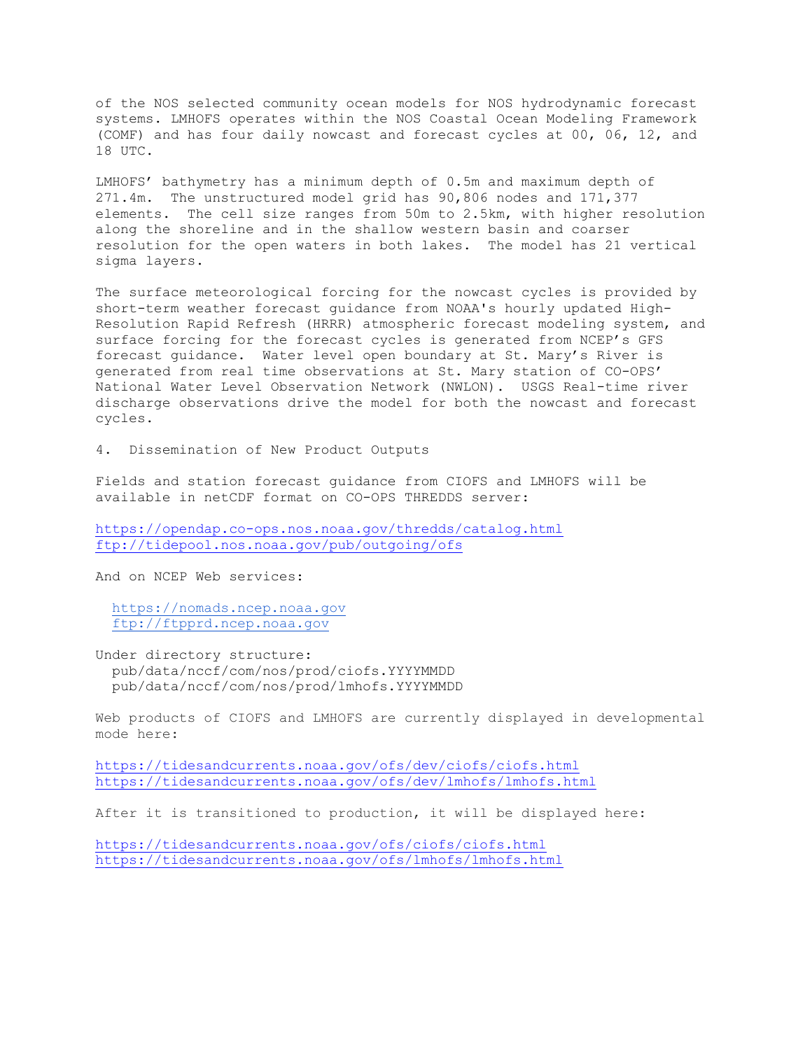of the NOS selected community ocean models for NOS hydrodynamic forecast systems. LMHOFS operates within the NOS Coastal Ocean Modeling Framework (COMF) and has four daily nowcast and forecast cycles at 00, 06, 12, and 18 UTC.

LMHOFS' bathymetry has a minimum depth of 0.5m and maximum depth of 271.4m. The unstructured model grid has 90,806 nodes and 171,377 elements. The cell size ranges from 50m to 2.5km, with higher resolution along the shoreline and in the shallow western basin and coarser resolution for the open waters in both lakes. The model has 21 vertical sigma layers.

The surface meteorological forcing for the nowcast cycles is provided by short-term weather forecast guidance from NOAA's hourly updated High-Resolution Rapid Refresh (HRRR) atmospheric forecast modeling system, and surface forcing for the forecast cycles is generated from NCEP's GFS forecast guidance. Water level open boundary at St. Mary's River is generated from real time observations at St. Mary station of CO-OPS' National Water Level Observation Network (NWLON). USGS Real-time river discharge observations drive the model for both the nowcast and forecast cycles.

## 4. Dissemination of New Product Outputs

Fields and station forecast guidance from CIOFS and LMHOFS will be available in netCDF format on CO-OPS THREDDS server:

https://opendap.co-ops.nos.noaa.gov/thredds/catalog.html
ftp://tidepool.nos.noaa.gov/pub/outgoing/ofs

And on NCEP Web services:

https://nomads.ncep.noaa.gov
ftp://ftpprd.ncep.noaa.gov

Under directory structure:
pub/data/nccf/com/nos/prod/ciofs.YYYYMMDD
pub/data/nccf/com/nos/prod/lmhofs.YYYYMMDD

Web products of CIOFS and LMHOFS are currently displayed in developmental mode here:

https://tidesandcurrents.noaa.gov/ofs/dev/ciofs/ciofs.html
https://tidesandcurrents.noaa.gov/ofs/dev/lmhofs/lmhofs.html

After it is transitioned to production, it will be displayed here:

https://tidesandcurrents.noaa.gov/ofs/ciofs/ciofs.html
https://tidesandcurrents.noaa.gov/ofs/lmhofs/lmhofs.html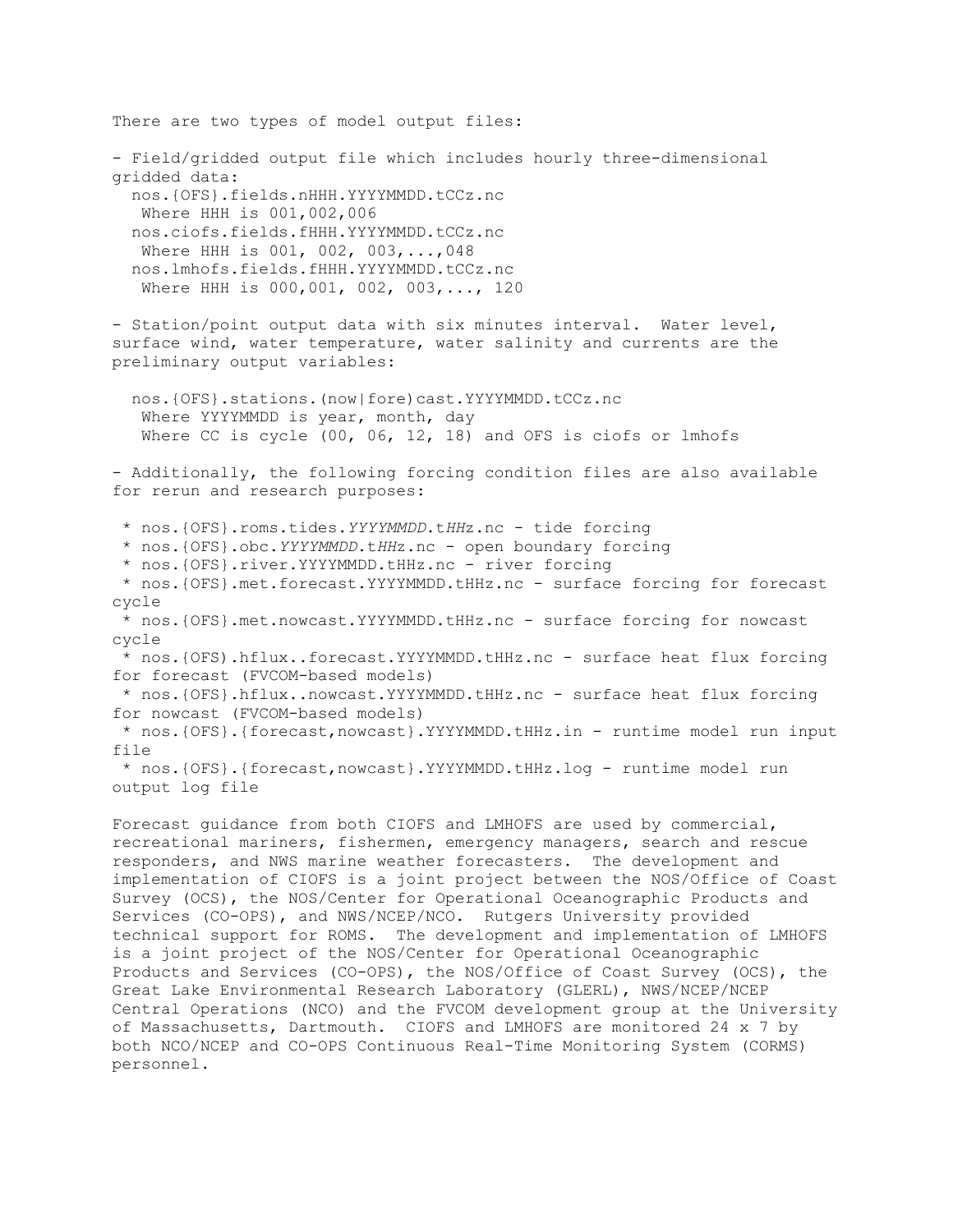There are two types of model output files:

- Field/gridded output file which includes hourly three-dimensional gridded data:
  nos.{OFS}.fields.nHHH.YYYYMMDD.tCCz.nc
   Where HHH is 001,002,006
  nos.ciofs.fields.fHHH.YYYYMMDD.tCCz.nc
   Where HHH is 001, 002, 003,...,048
  nos.lmhofs.fields.fHHH.YYYYMMDD.tCCz.nc
   Where HHH is 000,001, 002, 003,..., 120

- Station/point output data with six minutes interval. Water level, surface wind, water temperature, water salinity and currents are the preliminary output variables:

  nos.{OFS}.stations.(now|fore)cast.YYYYMMDD.tCCz.nc
   Where YYYYMMDD is year, month, day
   Where CC is cycle (00, 06, 12, 18) and OFS is ciofs or lmhofs

- Additionally, the following forcing condition files are also available for rerun and research purposes:

 * nos.{OFS}.roms.tides.*YYYYMMDD*.t*HH*z.nc - tide forcing
 * nos.{OFS}.obc.*YYYYMMDD*.t*HH*z.nc - open boundary forcing
 * nos.{OFS}.river.YYYYMMDD.tHHz.nc - river forcing
 * nos.{OFS}.met.forecast.YYYYMMDD.tHHz.nc - surface forcing for forecast cycle
 * nos.{OFS}.met.nowcast.YYYYMMDD.tHHz.nc - surface forcing for nowcast cycle
 * nos.{OFS).hflux..forecast.YYYYMMDD.tHHz.nc - surface heat flux forcing for forecast (FVCOM-based models)
 * nos.{OFS}.hflux..nowcast.YYYYMMDD.tHHz.nc - surface heat flux forcing for nowcast (FVCOM-based models)
 * nos.{OFS}.{forecast,nowcast}.YYYYMMDD.tHHz.in - runtime model run input file
 * nos.{OFS}.{forecast,nowcast}.YYYYMMDD.tHHz.log - runtime model run output log file

Forecast guidance from both CIOFS and LMHOFS are used by commercial, recreational mariners, fishermen, emergency managers, search and rescue responders, and NWS marine weather forecasters. The development and implementation of CIOFS is a joint project between the NOS/Office of Coast Survey (OCS), the NOS/Center for Operational Oceanographic Products and Services (CO-OPS), and NWS/NCEP/NCO. Rutgers University provided technical support for ROMS. The development and implementation of LMHOFS is a joint project of the NOS/Center for Operational Oceanographic Products and Services (CO-OPS), the NOS/Office of Coast Survey (OCS), the Great Lake Environmental Research Laboratory (GLERL), NWS/NCEP/NCEP Central Operations (NCO) and the FVCOM development group at the University of Massachusetts, Dartmouth. CIOFS and LMHOFS are monitored 24 x 7 by both NCO/NCEP and CO-OPS Continuous Real-Time Monitoring System (CORMS) personnel.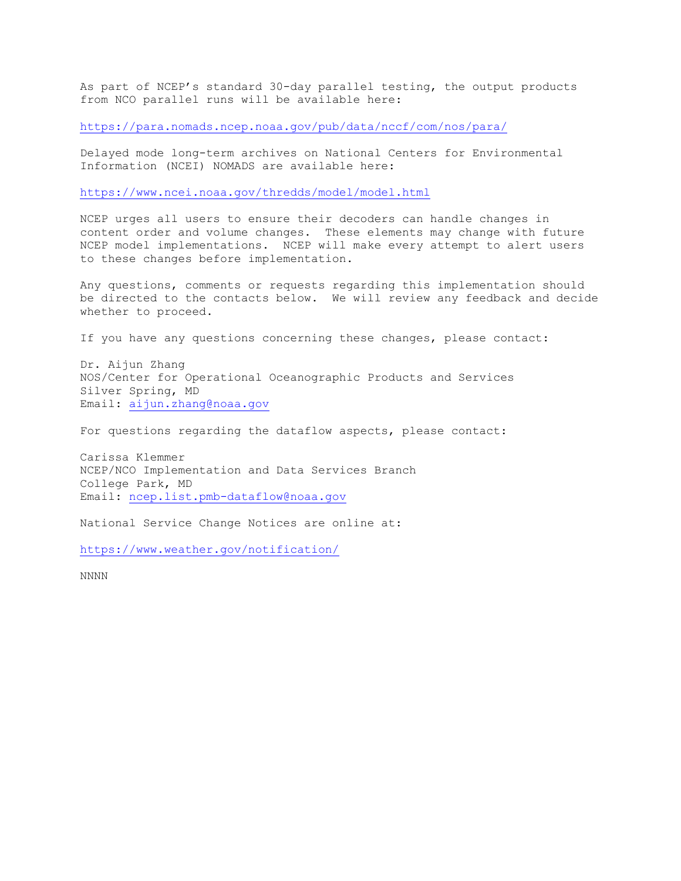As part of NCEP's standard 30-day parallel testing, the output products from NCO parallel runs will be available here:

https://para.nomads.ncep.noaa.gov/pub/data/nccf/com/nos/para/

Delayed mode long-term archives on National Centers for Environmental Information (NCEI) NOMADS are available here:

https://www.ncei.noaa.gov/thredds/model/model.html

NCEP urges all users to ensure their decoders can handle changes in content order and volume changes. These elements may change with future NCEP model implementations. NCEP will make every attempt to alert users to these changes before implementation.

Any questions, comments or requests regarding this implementation should be directed to the contacts below. We will review any feedback and decide whether to proceed.

If you have any questions concerning these changes, please contact:

Dr. Aijun Zhang
NOS/Center for Operational Oceanographic Products and Services
Silver Spring, MD
Email: aijun.zhang@noaa.gov

For questions regarding the dataflow aspects, please contact:

Carissa Klemmer
NCEP/NCO Implementation and Data Services Branch
College Park, MD
Email: ncep.list.pmb-dataflow@noaa.gov

National Service Change Notices are online at:

https://www.weather.gov/notification/

NNNN